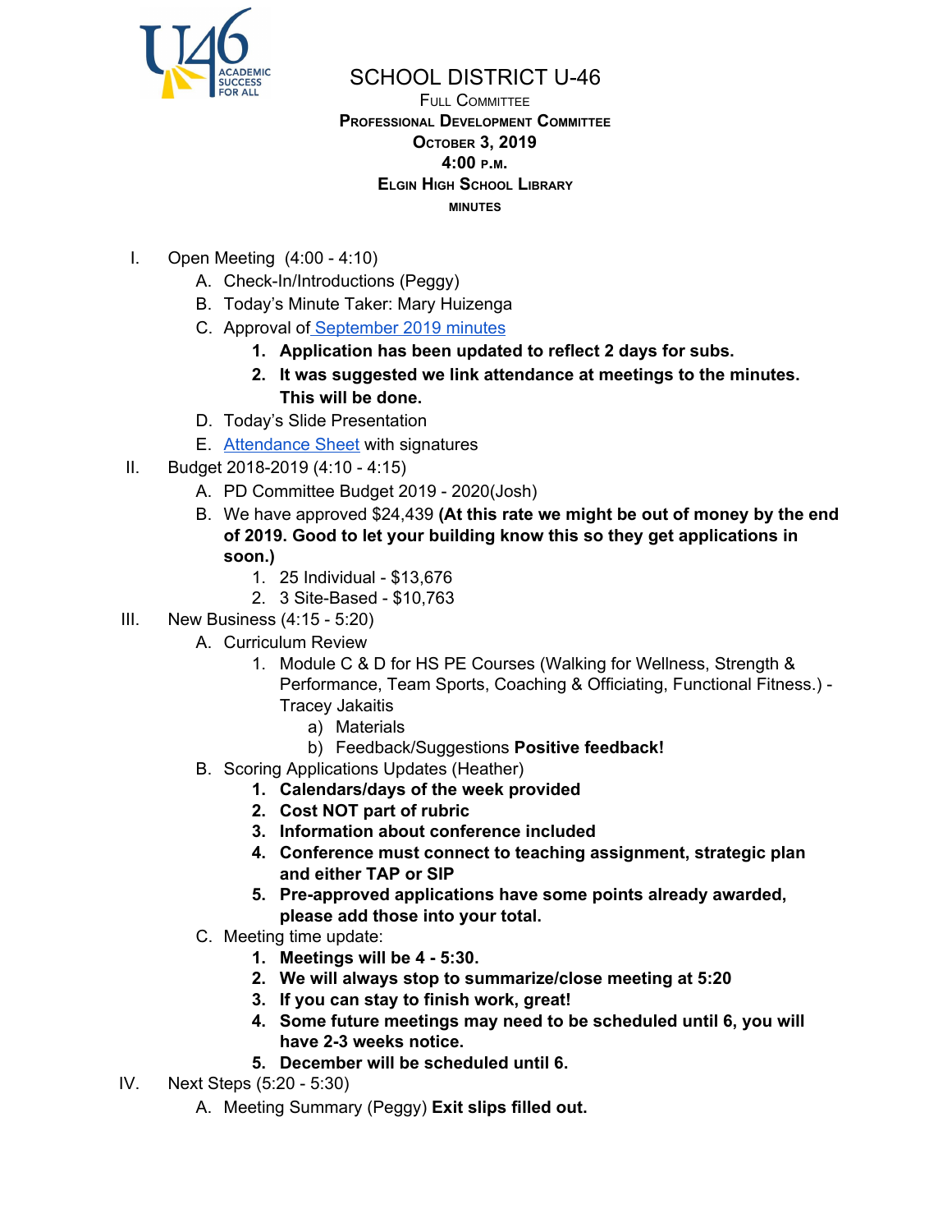# SCHOOL DISTRICT U-46

**Full Committee**

**Professional Development Committee**

**October 3, 2019**

**4:00 p.m.**

**Elgin High School Library**

**MINUTES**

I. Open Meeting (4:00 - 4:10)
   - A. Check-In/Introductions (Peggy)
   - B. Today's Minute Taker: Mary Huizenga
   - C. Approval of September 2019 minutes
     1. **Application has been updated to reflect 2 days for subs.**
     2. **It was suggested we link attendance at meetings to the minutes. This will be done.**
   - D. Today's Slide Presentation
   - E. Attendance Sheet with signatures

II. Budget 2018-2019 (4:10 - 4:15)
   - A. PD Committee Budget 2019 - 2020(Josh)
   - B. We have approved $24,439 **(At this rate we might be out of money by the end of 2019. Good to let your building know this so they get applications in soon.)**
     1. 25 Individual - $13,676
     2. 3 Site-Based - $10,763

III. New Business (4:15 - 5:20)
   - A. Curriculum Review
     1. Module C & D for HS PE Courses (Walking for Wellness, Strength & Performance, Team Sports, Coaching & Officiating, Functional Fitness.) - Tracey Jakaitis
        - a) Materials
        - b) Feedback/Suggestions **Positive feedback!**
   - B. Scoring Applications Updates (Heather)
     1. **Calendars/days of the week provided**
     2. **Cost NOT part of rubric**
     3. **Information about conference included**
     4. **Conference must connect to teaching assignment, strategic plan and either TAP or SIP**
     5. **Pre-approved applications have some points already awarded, please add those into your total.**
   - C. Meeting time update:
     1. **Meetings will be 4 - 5:30.**
     2. **We will always stop to summarize/close meeting at 5:20**
     3. **If you can stay to finish work, great!**
     4. **Some future meetings may need to be scheduled until 6, you will have 2-3 weeks notice.**
     5. **December will be scheduled until 6.**

IV. Next Steps (5:20 - 5:30)
   - A. Meeting Summary (Peggy) **Exit slips filled out.**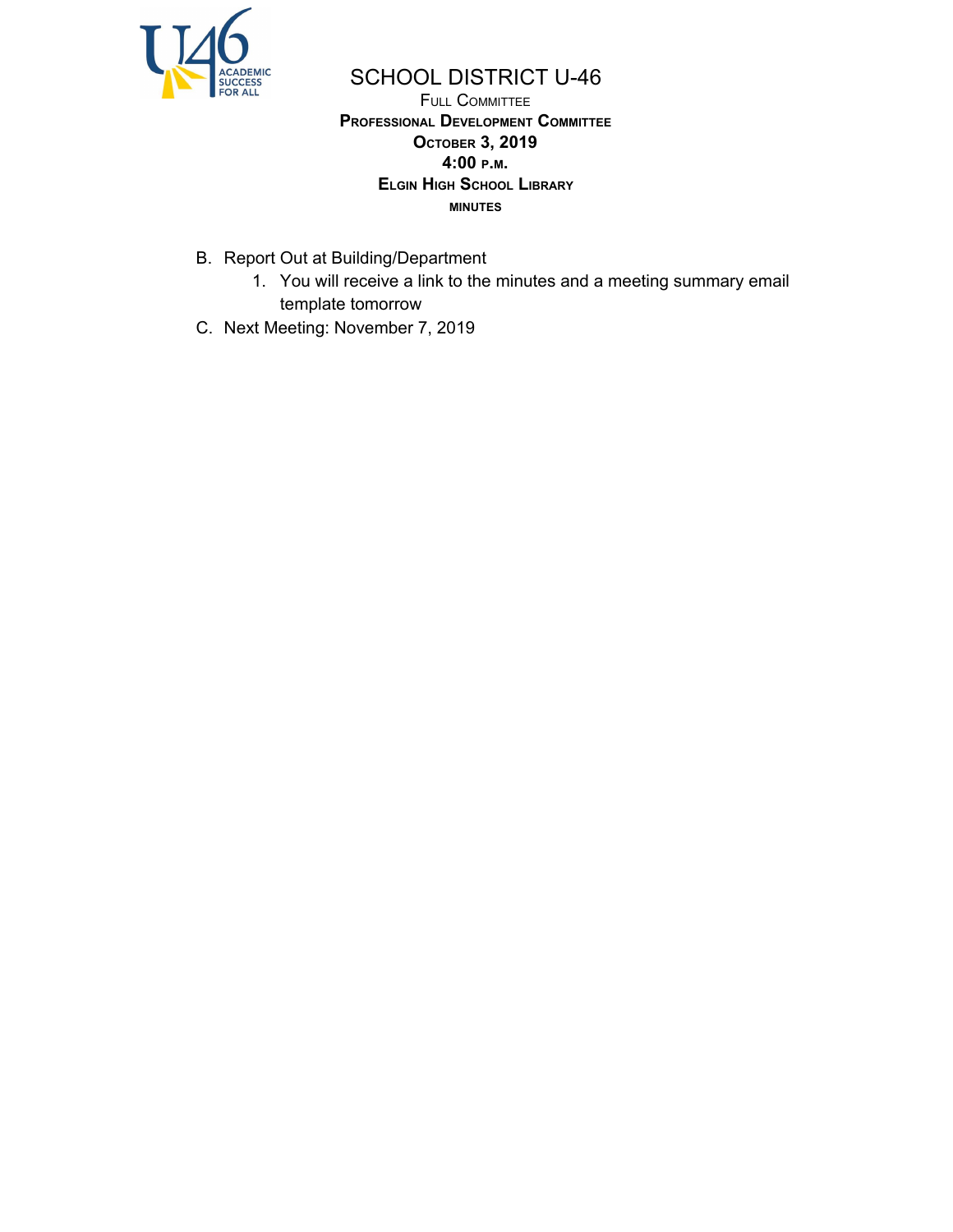# SCHOOL DISTRICT U-46

FULL COMMITTEE

**PROFESSIONAL DEVELOPMENT COMMITTEE**

**OCTOBER 3, 2019**

**4:00 P.M.**

**ELGIN HIGH SCHOOL LIBRARY**

**MINUTES**

B. Report Out at Building/Department
   1. You will receive a link to the minutes and a meeting summary email template tomorrow

C. Next Meeting: November 7, 2019